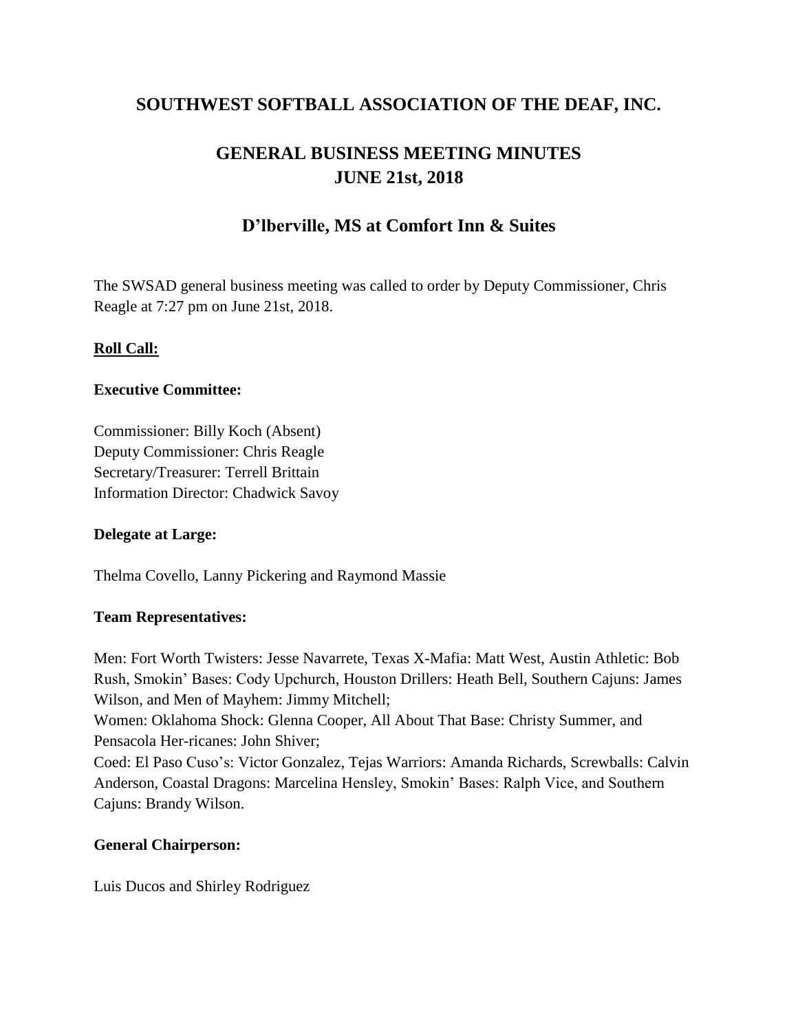# SOUTHWEST SOFTBALL ASSOCIATION OF THE DEAF, INC.

## GENERAL BUSINESS MEETING MINUTES
## JUNE 21st, 2018

### D'lberville, MS at Comfort Inn & Suites

The SWSAD general business meeting was called to order by Deputy Commissioner, Chris Reagle at 7:27 pm on June 21st, 2018.

**Roll Call:**

**Executive Committee:**

Commissioner: Billy Koch (Absent)
Deputy Commissioner: Chris Reagle
Secretary/Treasurer: Terrell Brittain
Information Director: Chadwick Savoy

**Delegate at Large:**

Thelma Covello, Lanny Pickering and Raymond Massie

**Team Representatives:**

Men: Fort Worth Twisters: Jesse Navarrete, Texas X-Mafia: Matt West, Austin Athletic: Bob Rush, Smokin' Bases: Cody Upchurch, Houston Drillers: Heath Bell, Southern Cajuns: James Wilson, and Men of Mayhem: Jimmy Mitchell;
Women: Oklahoma Shock: Glenna Cooper, All About That Base: Christy Summer, and Pensacola Her-ricanes: John Shiver;
Coed: El Paso Cuso's: Victor Gonzalez, Tejas Warriors: Amanda Richards, Screwballs: Calvin Anderson, Coastal Dragons: Marcelina Hensley, Smokin' Bases: Ralph Vice, and Southern Cajuns: Brandy Wilson.

**General Chairperson:**

Luis Ducos and Shirley Rodriguez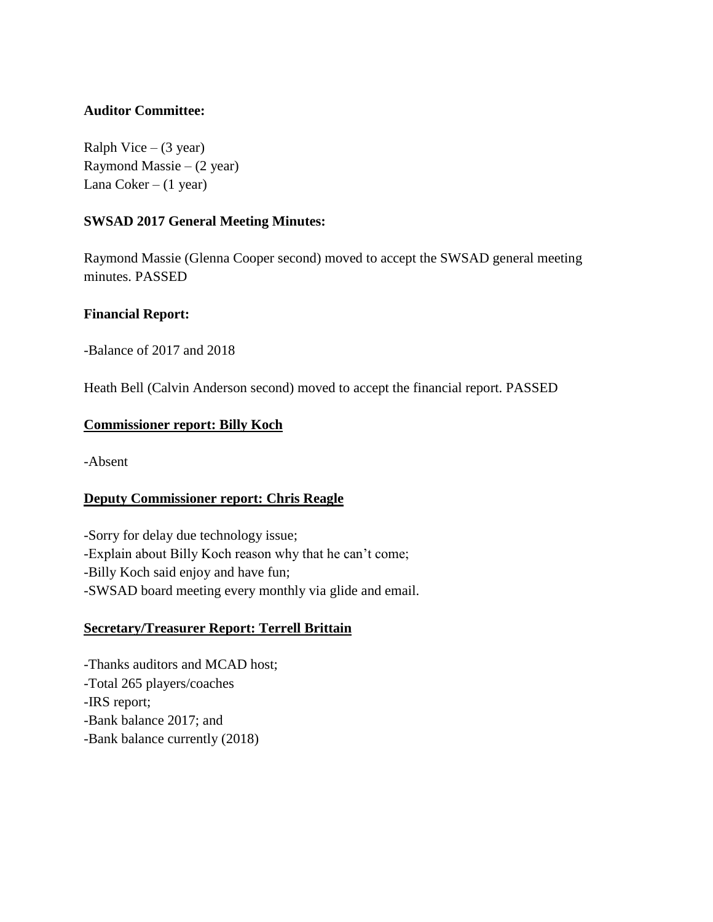**Auditor Committee:**

Ralph Vice – (3 year)
Raymond Massie – (2 year)
Lana Coker – (1 year)

**SWSAD 2017 General Meeting Minutes:**

Raymond Massie (Glenna Cooper second) moved to accept the SWSAD general meeting minutes. PASSED

**Financial Report:**

-Balance of 2017 and 2018

Heath Bell (Calvin Anderson second) moved to accept the financial report. PASSED

**Commissioner report: Billy Koch**

-Absent

**Deputy Commissioner report: Chris Reagle**

-Sorry for delay due technology issue;
-Explain about Billy Koch reason why that he can't come;
-Billy Koch said enjoy and have fun;
-SWSAD board meeting every monthly via glide and email.

**Secretary/Treasurer Report: Terrell Brittain**

-Thanks auditors and MCAD host;
-Total 265 players/coaches
-IRS report;
-Bank balance 2017; and
-Bank balance currently (2018)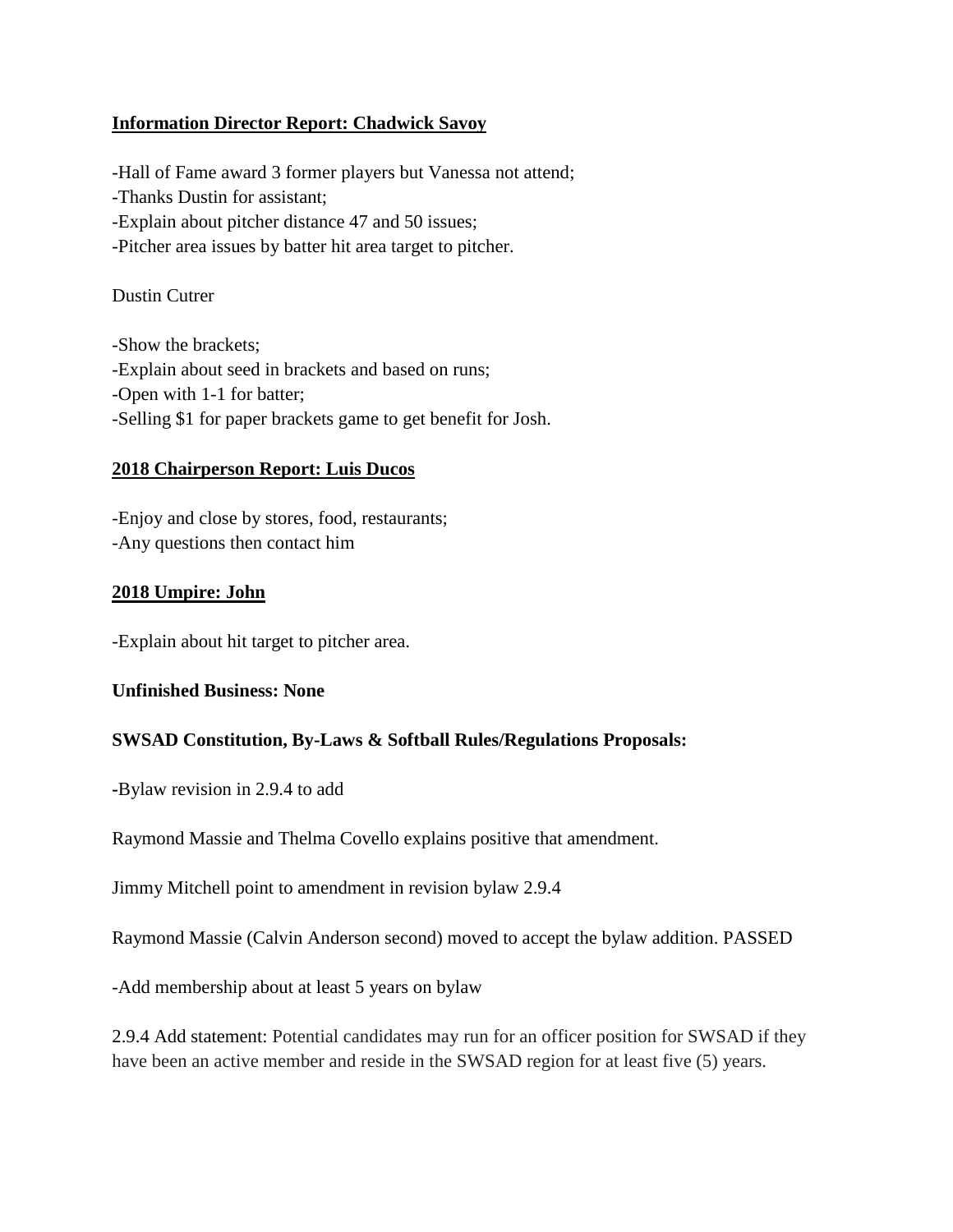**<u>Information Director Report: Chadwick Savoy</u>**

-Hall of Fame award 3 former players but Vanessa not attend;
-Thanks Dustin for assistant;
-Explain about pitcher distance 47 and 50 issues;
-Pitcher area issues by batter hit area target to pitcher.

Dustin Cutrer

-Show the brackets;
-Explain about seed in brackets and based on runs;
-Open with 1-1 for batter;
-Selling $1 for paper brackets game to get benefit for Josh.

**<u>2018 Chairperson Report: Luis Ducos</u>**

-Enjoy and close by stores, food, restaurants;
-Any questions then contact him

**<u>2018 Umpire: John</u>**

-Explain about hit target to pitcher area.

**Unfinished Business: None**

**SWSAD Constitution, By-Laws & Softball Rules/Regulations Proposals:**

-Bylaw revision in 2.9.4 to add

Raymond Massie and Thelma Covello explains positive that amendment.

Jimmy Mitchell point to amendment in revision bylaw 2.9.4

Raymond Massie (Calvin Anderson second) moved to accept the bylaw addition. PASSED

-Add membership about at least 5 years on bylaw

2.9.4 Add statement: Potential candidates may run for an officer position for SWSAD if they have been an active member and reside in the SWSAD region for at least five (5) years.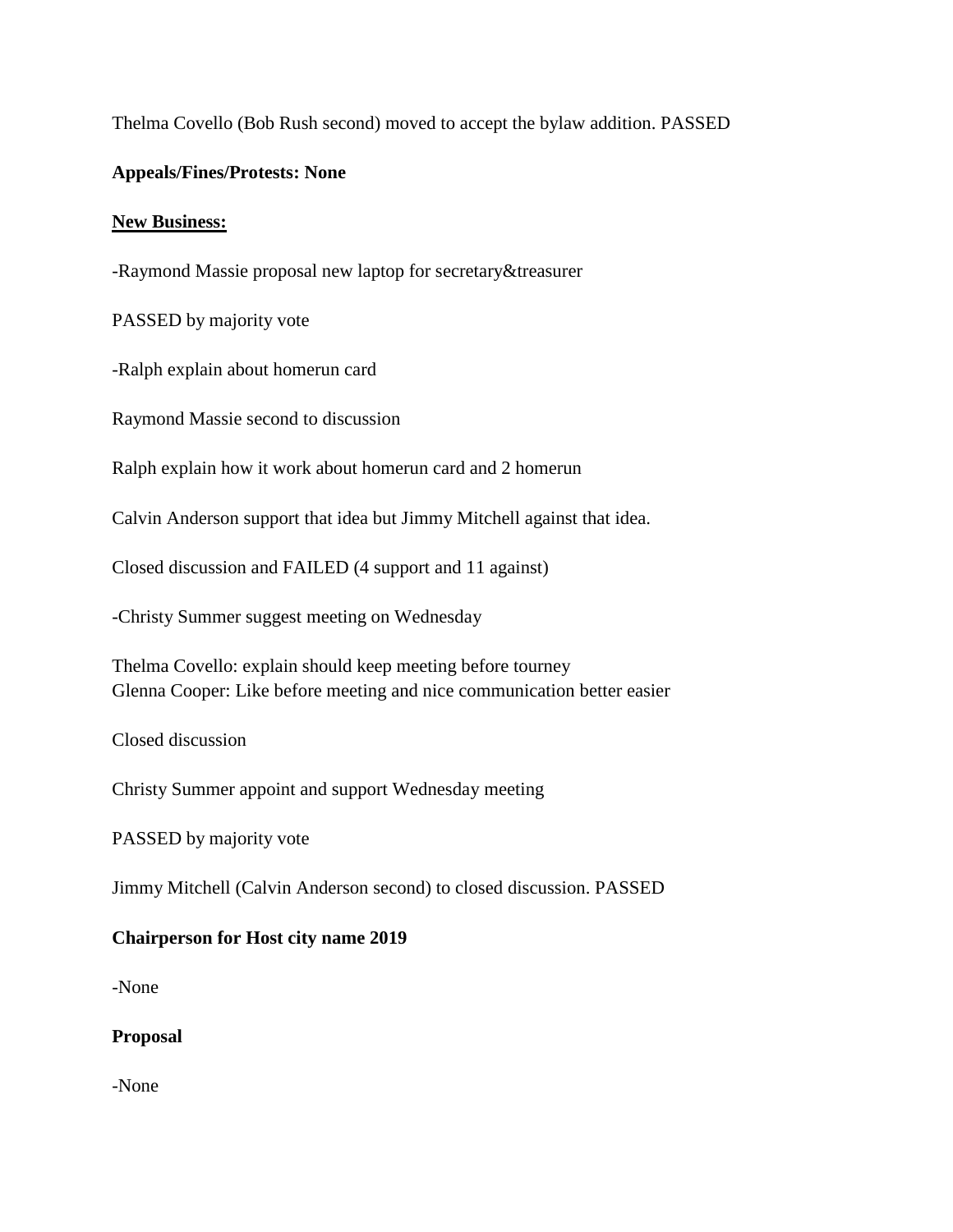Thelma Covello (Bob Rush second) moved to accept the bylaw addition. PASSED

**Appeals/Fines/Protests: None**

**New Business:**

-Raymond Massie proposal new laptop for secretary&treasurer

PASSED by majority vote

-Ralph explain about homerun card

Raymond Massie second to discussion

Ralph explain how it work about homerun card and 2 homerun

Calvin Anderson support that idea but Jimmy Mitchell against that idea.

Closed discussion and FAILED (4 support and 11 against)

-Christy Summer suggest meeting on Wednesday

Thelma Covello: explain should keep meeting before tourney
Glenna Cooper: Like before meeting and nice communication better easier

Closed discussion

Christy Summer appoint and support Wednesday meeting

PASSED by majority vote

Jimmy Mitchell (Calvin Anderson second) to closed discussion. PASSED

**Chairperson for Host city name 2019**

-None

**Proposal**

-None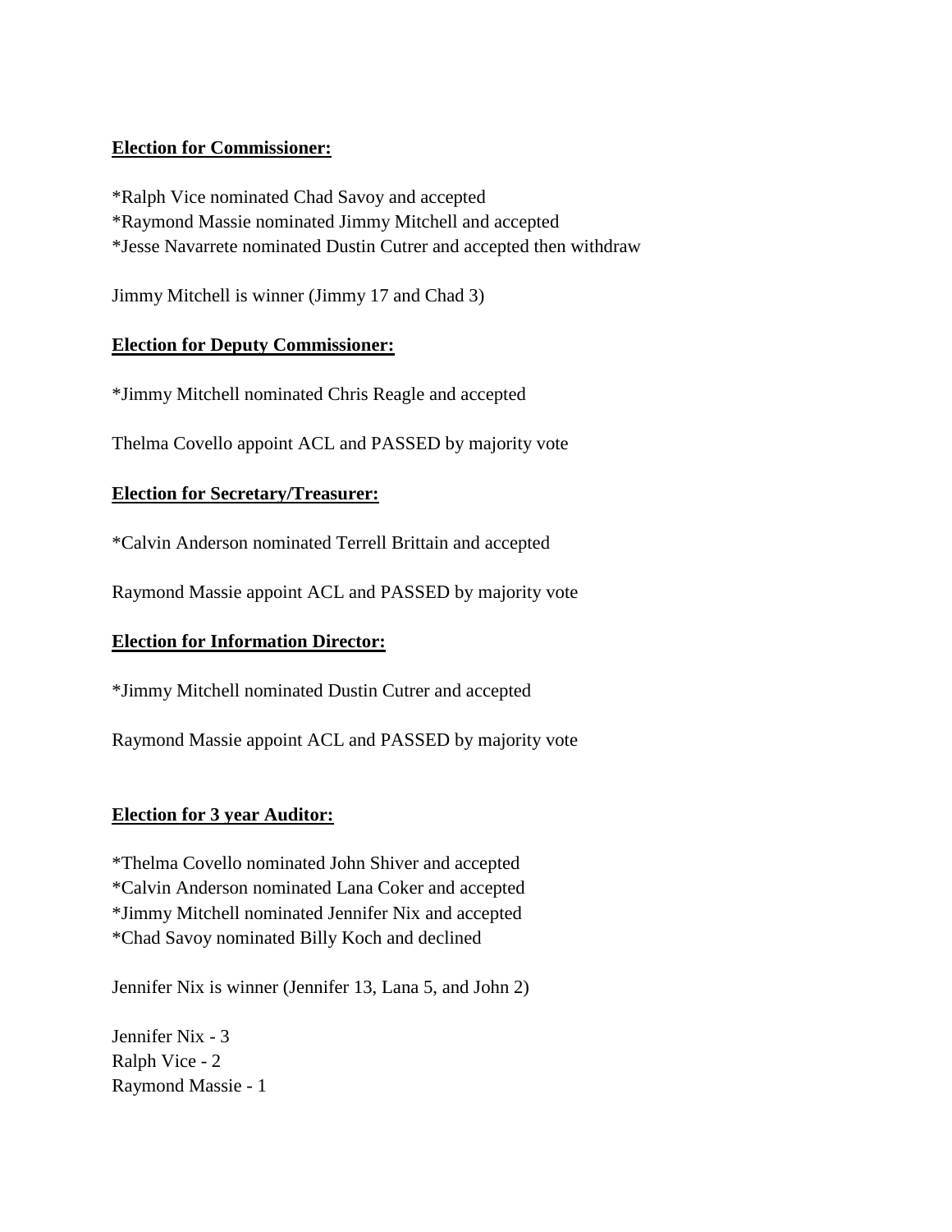**Election for Commissioner:**

*Ralph Vice nominated Chad Savoy and accepted
*Raymond Massie nominated Jimmy Mitchell and accepted
*Jesse Navarrete nominated Dustin Cutrer and accepted then withdraw

Jimmy Mitchell is winner (Jimmy 17 and Chad 3)

**Election for Deputy Commissioner:**

*Jimmy Mitchell nominated Chris Reagle and accepted

Thelma Covello appoint ACL and PASSED by majority vote

**Election for Secretary/Treasurer:**

*Calvin Anderson nominated Terrell Brittain and accepted

Raymond Massie appoint ACL and PASSED by majority vote

**Election for Information Director:**

*Jimmy Mitchell nominated Dustin Cutrer and accepted

Raymond Massie appoint ACL and PASSED by majority vote

**Election for 3 year Auditor:**

*Thelma Covello nominated John Shiver and accepted
*Calvin Anderson nominated Lana Coker and accepted
*Jimmy Mitchell nominated Jennifer Nix and accepted
*Chad Savoy nominated Billy Koch and declined

Jennifer Nix is winner (Jennifer 13, Lana 5, and John 2)

Jennifer Nix - 3
Ralph Vice - 2
Raymond Massie - 1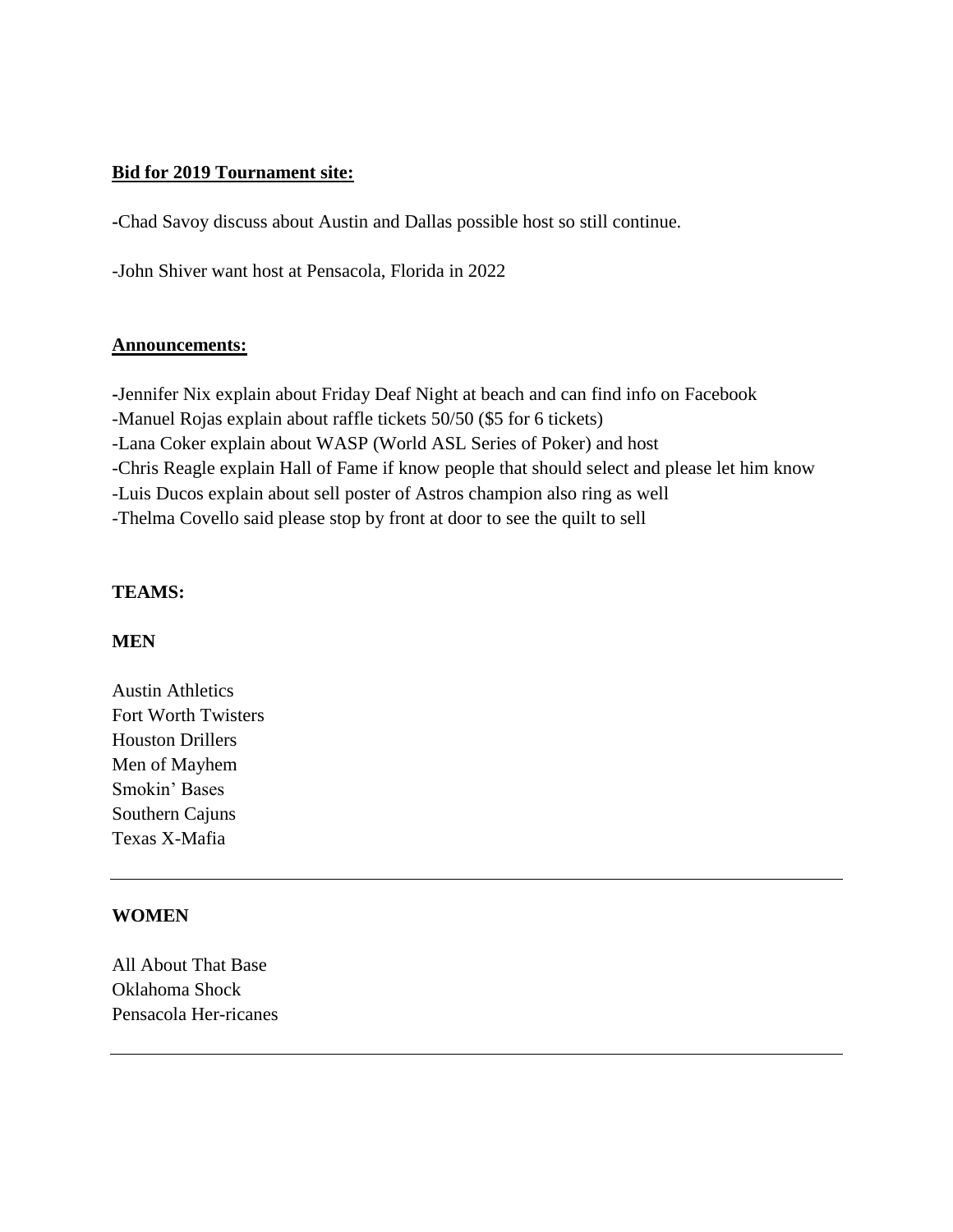**Bid for 2019 Tournament site:**

-Chad Savoy discuss about Austin and Dallas possible host so still continue.

-John Shiver want host at Pensacola, Florida in 2022

**Announcements:**

-Jennifer Nix explain about Friday Deaf Night at beach and can find info on Facebook
-Manuel Rojas explain about raffle tickets 50/50 ($5 for 6 tickets)
-Lana Coker explain about WASP (World ASL Series of Poker) and host
-Chris Reagle explain Hall of Fame if know people that should select and please let him know
-Luis Ducos explain about sell poster of Astros champion also ring as well
-Thelma Covello said please stop by front at door to see the quilt to sell

**TEAMS:**

**MEN**

Austin Athletics
Fort Worth Twisters
Houston Drillers
Men of Mayhem
Smokin' Bases
Southern Cajuns
Texas X-Mafia

---

**WOMEN**

All About That Base
Oklahoma Shock
Pensacola Her-ricanes

---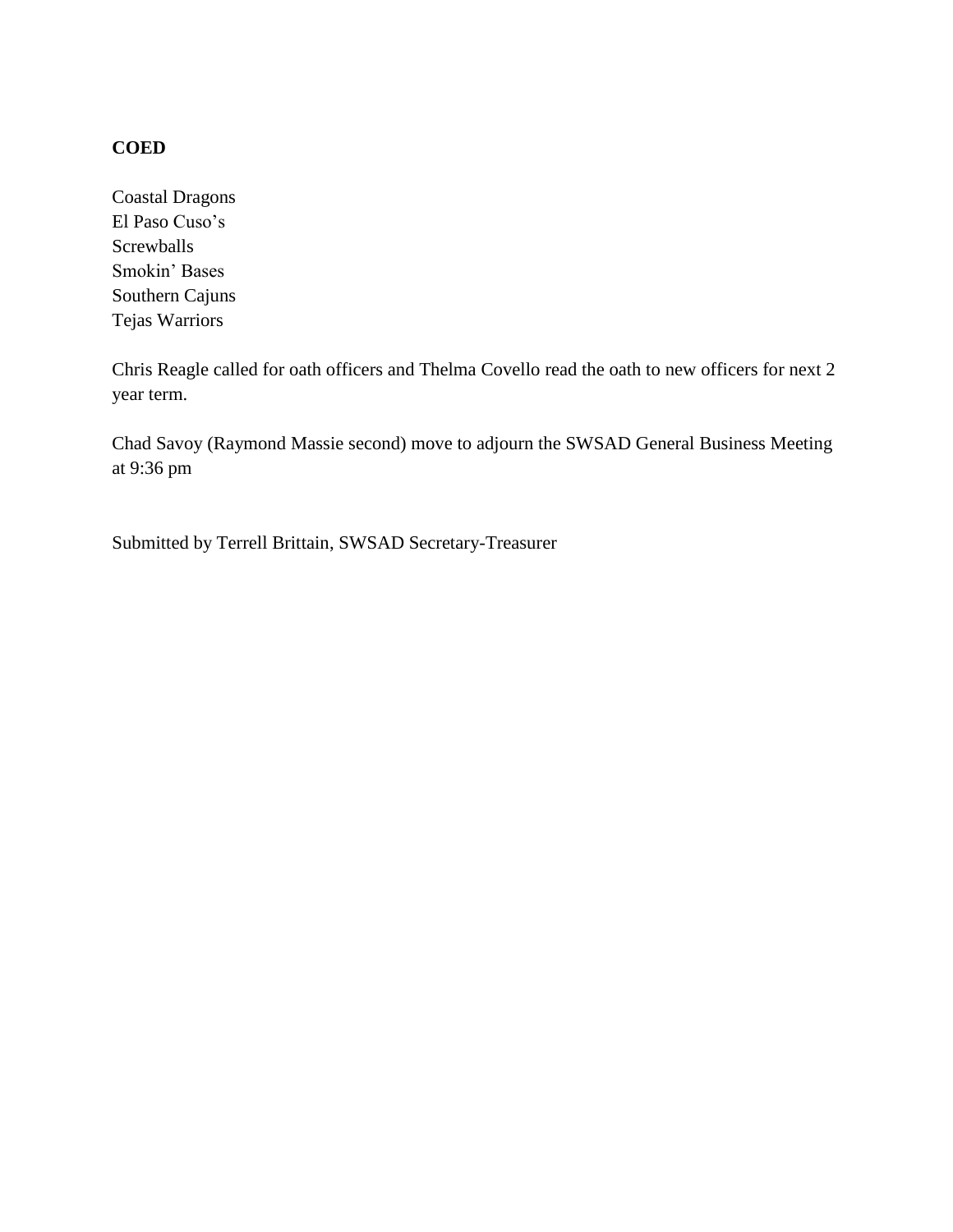**COED**

Coastal Dragons
El Paso Cuso's
Screwballs
Smokin' Bases
Southern Cajuns
Tejas Warriors

Chris Reagle called for oath officers and Thelma Covello read the oath to new officers for next 2 year term.

Chad Savoy (Raymond Massie second) move to adjourn the SWSAD General Business Meeting at 9:36 pm

Submitted by Terrell Brittain, SWSAD Secretary-Treasurer